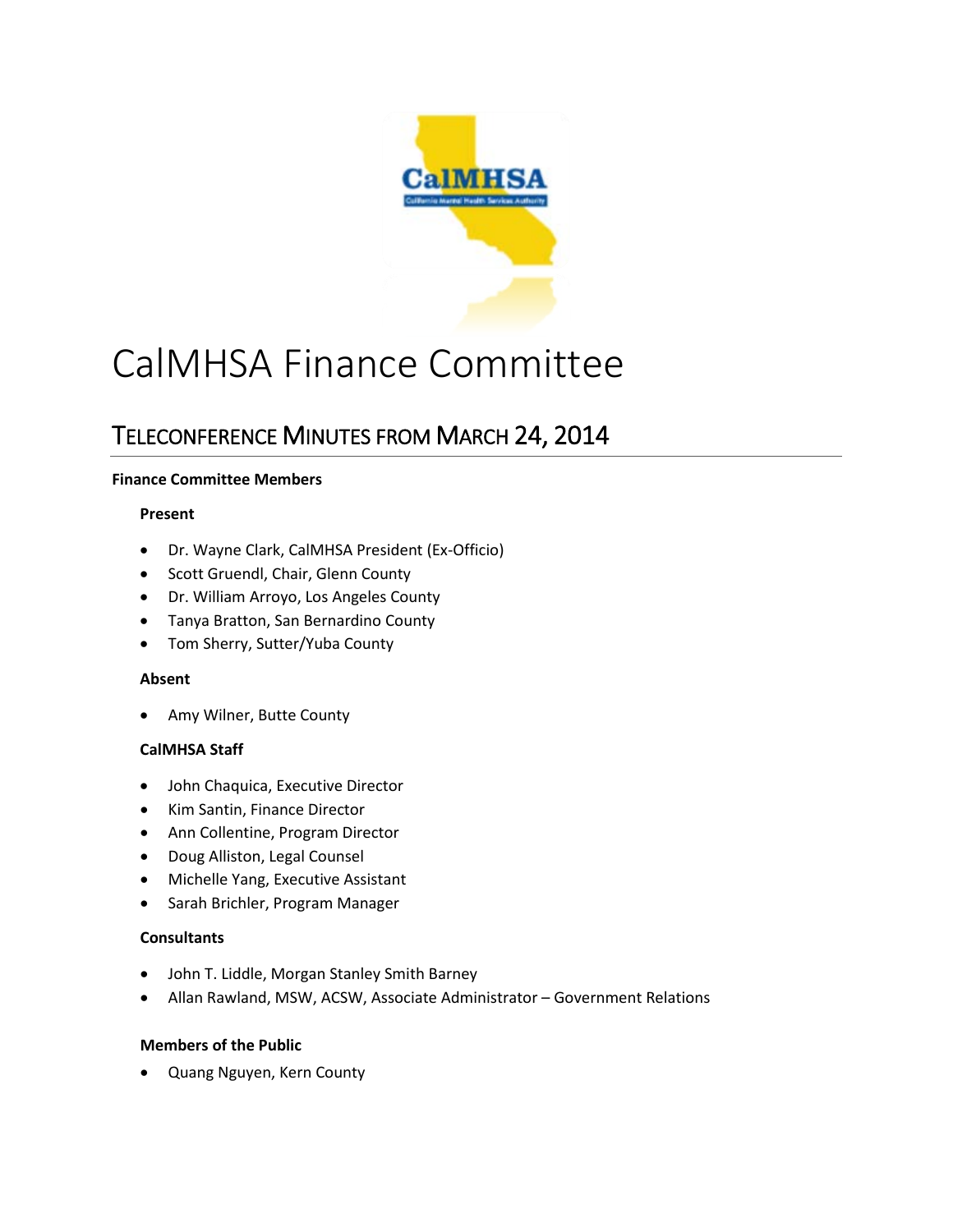# CalMHSA Finance Committee

## Teleconference Minutes from March 24, 2014

**Finance Committee Members**

**Present**

- Dr. Wayne Clark, CalMHSA President (Ex-Officio)
- Scott Gruendl, Chair, Glenn County
- Dr. William Arroyo, Los Angeles County
- Tanya Bratton, San Bernardino County
- Tom Sherry, Sutter/Yuba County

**Absent**

- Amy Wilner, Butte County

**CalMHSA Staff**

- John Chaquica, Executive Director
- Kim Santin, Finance Director
- Ann Collentine, Program Director
- Doug Alliston, Legal Counsel
- Michelle Yang, Executive Assistant
- Sarah Brichler, Program Manager

**Consultants**

- John T. Liddle, Morgan Stanley Smith Barney
- Allan Rawland, MSW, ACSW, Associate Administrator – Government Relations

**Members of the Public**

- Quang Nguyen, Kern County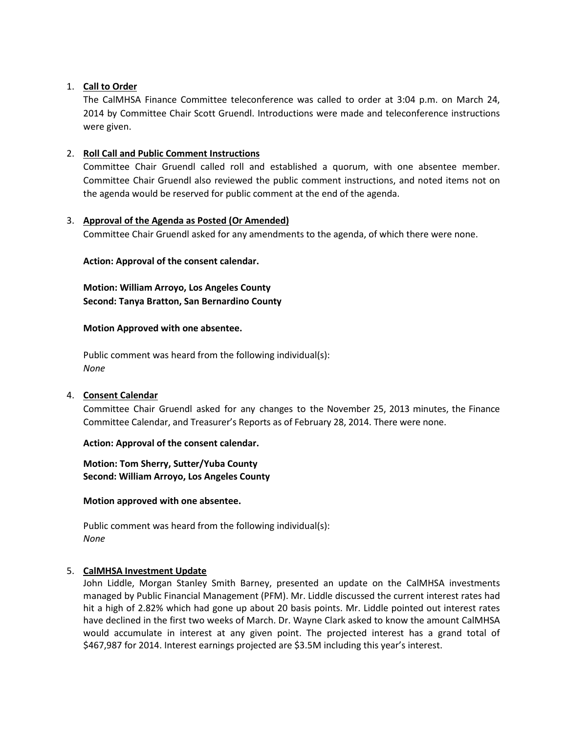1. **Call to Order**

   The CalMHSA Finance Committee teleconference was called to order at 3:04 p.m. on March 24, 2014 by Committee Chair Scott Gruendl. Introductions were made and teleconference instructions were given.

2. **Roll Call and Public Comment Instructions**

   Committee Chair Gruendl called roll and established a quorum, with one absentee member. Committee Chair Gruendl also reviewed the public comment instructions, and noted items not on the agenda would be reserved for public comment at the end of the agenda.

3. **Approval of the Agenda as Posted (Or Amended)**

   Committee Chair Gruendl asked for any amendments to the agenda, of which there were none.

   **Action: Approval of the consent calendar.**

   **Motion: William Arroyo, Los Angeles County**
   **Second: Tanya Bratton, San Bernardino County**

   **Motion Approved with one absentee.**

   Public comment was heard from the following individual(s):
   *None*

4. **Consent Calendar**

   Committee Chair Gruendl asked for any changes to the November 25, 2013 minutes, the Finance Committee Calendar, and Treasurer's Reports as of February 28, 2014. There were none.

   **Action: Approval of the consent calendar.**

   **Motion: Tom Sherry, Sutter/Yuba County**
   **Second: William Arroyo, Los Angeles County**

   **Motion approved with one absentee.**

   Public comment was heard from the following individual(s):
   *None*

5. **CalMHSA Investment Update**

   John Liddle, Morgan Stanley Smith Barney, presented an update on the CalMHSA investments managed by Public Financial Management (PFM). Mr. Liddle discussed the current interest rates had hit a high of 2.82% which had gone up about 20 basis points. Mr. Liddle pointed out interest rates have declined in the first two weeks of March. Dr. Wayne Clark asked to know the amount CalMHSA would accumulate in interest at any given point. The projected interest has a grand total of $467,987 for 2014. Interest earnings projected are $3.5M including this year's interest.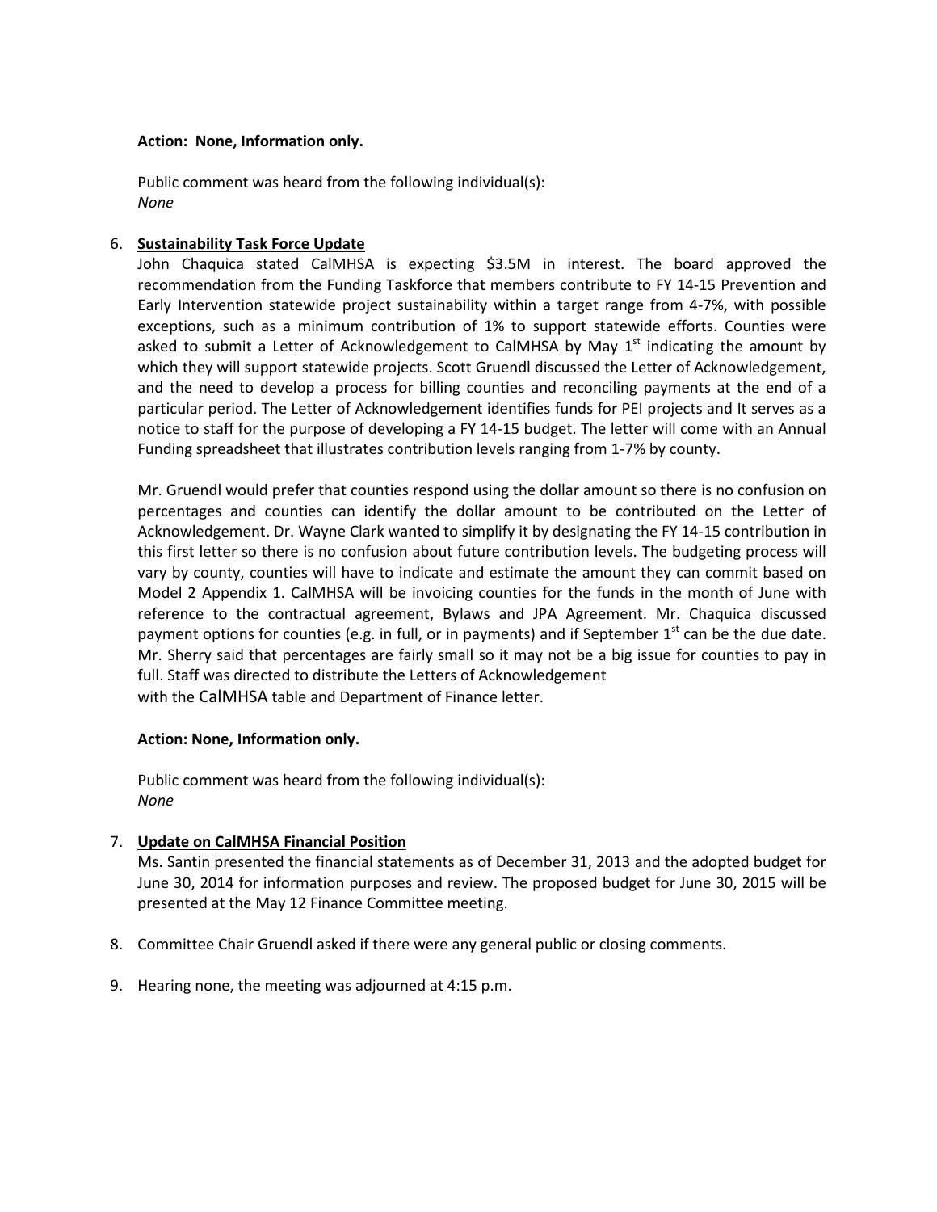**Action: None, Information only.**

Public comment was heard from the following individual(s):
*None*

6. **Sustainability Task Force Update**

   John Chaquica stated CalMHSA is expecting \$3.5M in interest. The board approved the recommendation from the Funding Taskforce that members contribute to FY 14-15 Prevention and Early Intervention statewide project sustainability within a target range from 4-7%, with possible exceptions, such as a minimum contribution of 1% to support statewide efforts. Counties were asked to submit a Letter of Acknowledgement to CalMHSA by May 1st indicating the amount by which they will support statewide projects. Scott Gruendl discussed the Letter of Acknowledgement, and the need to develop a process for billing counties and reconciling payments at the end of a particular period. The Letter of Acknowledgement identifies funds for PEI projects and It serves as a notice to staff for the purpose of developing a FY 14-15 budget. The letter will come with an Annual Funding spreadsheet that illustrates contribution levels ranging from 1-7% by county.

   Mr. Gruendl would prefer that counties respond using the dollar amount so there is no confusion on percentages and counties can identify the dollar amount to be contributed on the Letter of Acknowledgement. Dr. Wayne Clark wanted to simplify it by designating the FY 14-15 contribution in this first letter so there is no confusion about future contribution levels. The budgeting process will vary by county, counties will have to indicate and estimate the amount they can commit based on Model 2 Appendix 1. CalMHSA will be invoicing counties for the funds in the month of June with reference to the contractual agreement, Bylaws and JPA Agreement. Mr. Chaquica discussed payment options for counties (e.g. in full, or in payments) and if September 1st can be the due date. Mr. Sherry said that percentages are fairly small so it may not be a big issue for counties to pay in full. Staff was directed to distribute the Letters of Acknowledgement with the CalMHSA table and Department of Finance letter.

   **Action: None, Information only.**

   Public comment was heard from the following individual(s):
   *None*

7. **Update on CalMHSA Financial Position**

   Ms. Santin presented the financial statements as of December 31, 2013 and the adopted budget for June 30, 2014 for information purposes and review. The proposed budget for June 30, 2015 will be presented at the May 12 Finance Committee meeting.

8. Committee Chair Gruendl asked if there were any general public or closing comments.

9. Hearing none, the meeting was adjourned at 4:15 p.m.